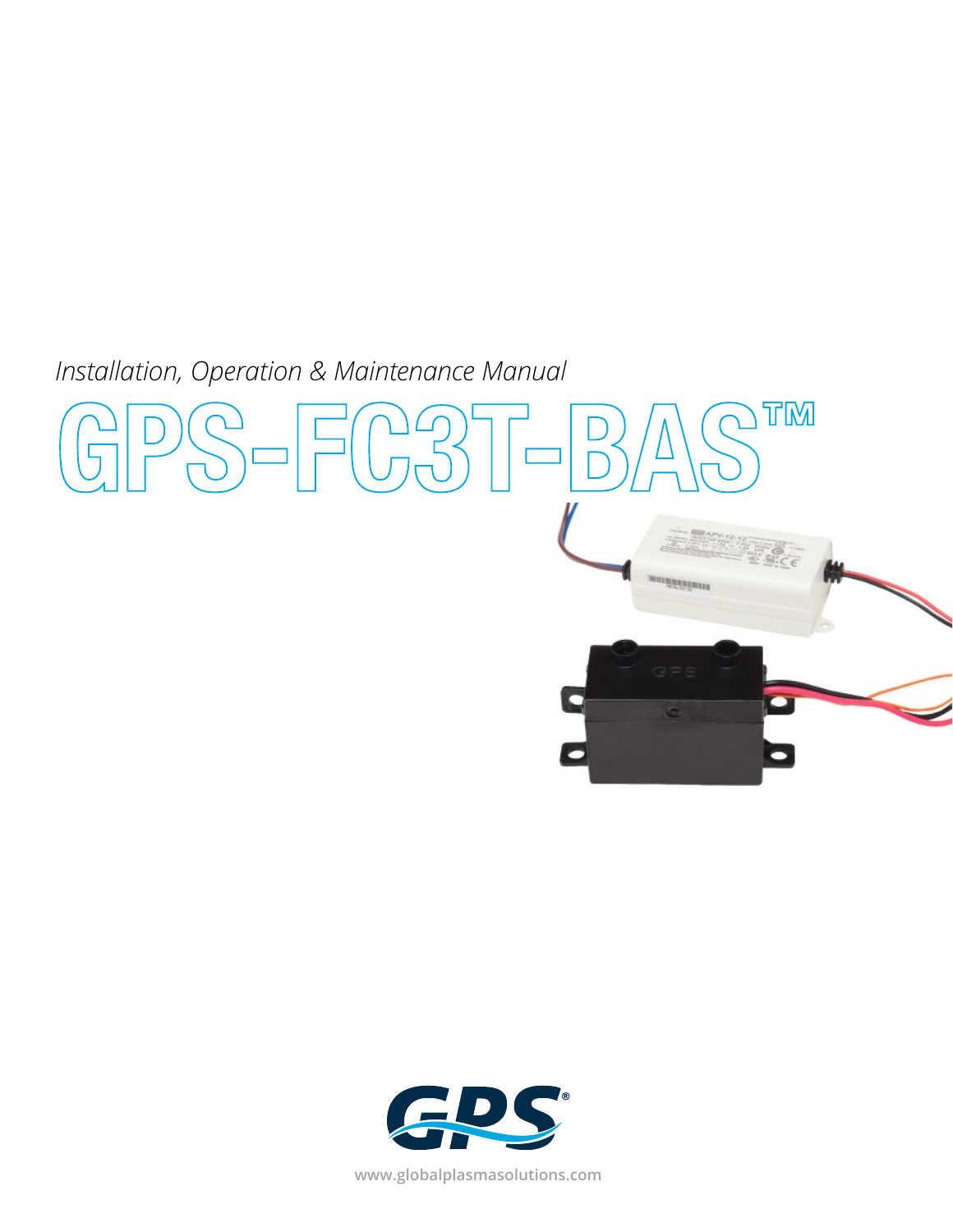*Installation, Operation & Maintenance Manual*

# GPS-FC3T-BAS™

www.globalplasmasolutions.com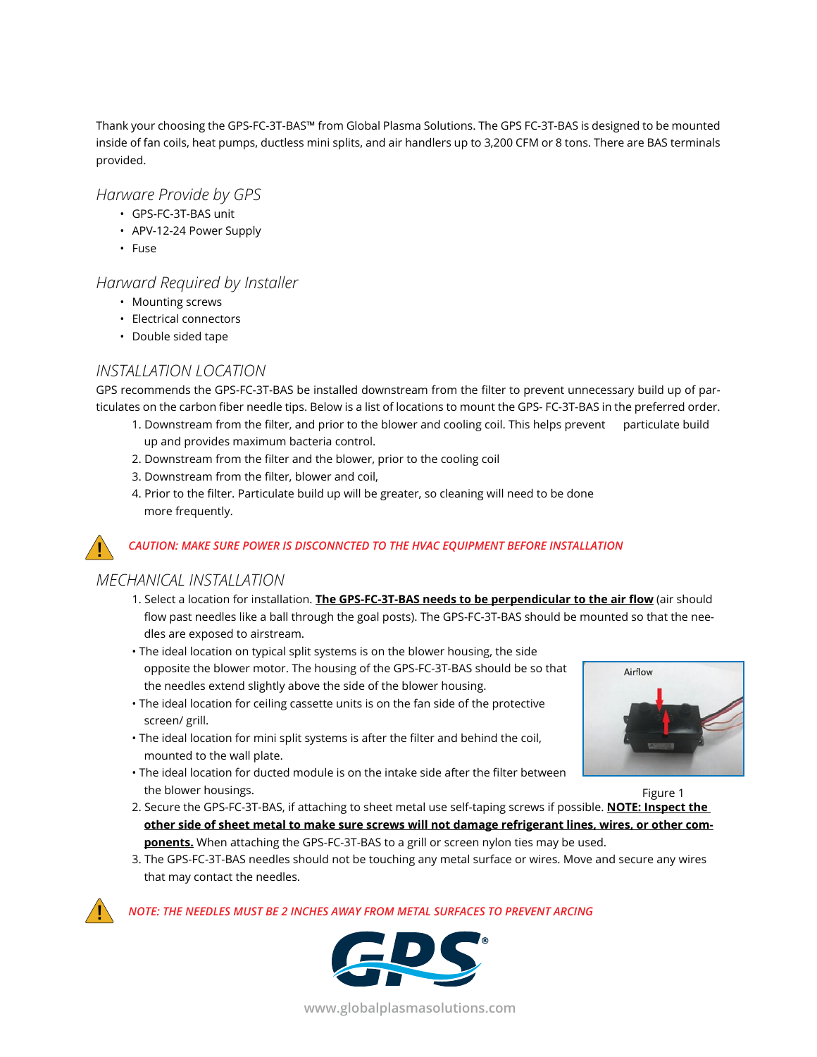Thank your choosing the GPS-FC-3T-BAS™ from Global Plasma Solutions. The GPS FC-3T-BAS is designed to be mounted inside of fan coils, heat pumps, ductless mini splits, and air handlers up to 3,200 CFM or 8 tons. There are BAS terminals provided.

## *Harware Provide by GPS*

- GPS-FC-3T-BAS unit
- APV-12-24 Power Supply
- Fuse

## *Harward Required by Installer*

- Mounting screws
- Electrical connectors
- Double sided tape

## *INSTALLATION LOCATION*

GPS recommends the GPS-FC-3T-BAS be installed downstream from the filter to prevent unnecessary build up of particulates on the carbon fiber needle tips. Below is a list of locations to mount the GPS- FC-3T-BAS in the preferred order.

1. Downstream from the filter, and prior to the blower and cooling coil. This helps prevent particulate build up and provides maximum bacteria control.
2. Downstream from the filter and the blower, prior to the cooling coil
3. Downstream from the filter, blower and coil,
4. Prior to the filter. Particulate build up will be greater, so cleaning will need to be done more frequently.

*CAUTION: MAKE SURE POWER IS DISCONNCTED TO THE HVAC EQUIPMENT BEFORE INSTALLATION*

## *MECHANICAL INSTALLATION*

1. Select a location for installation. **The GPS-FC-3T-BAS needs to be perpendicular to the air flow** (air should flow past needles like a ball through the goal posts). The GPS-FC-3T-BAS should be mounted so that the needles are exposed to airstream.
   - The ideal location on typical split systems is on the blower housing, the side opposite the blower motor. The housing of the GPS-FC-3T-BAS should be so that the needles extend slightly above the side of the blower housing.
   - The ideal location for ceiling cassette units is on the fan side of the protective screen/ grill.
   - The ideal location for mini split systems is after the filter and behind the coil, mounted to the wall plate.
   - The ideal location for ducted module is on the intake side after the filter between the blower housings.

Airflow

Figure 1

2. Secure the GPS-FC-3T-BAS, if attaching to sheet metal use self-taping screws if possible. **NOTE: Inspect the other side of sheet metal to make sure screws will not damage refrigerant lines, wires, or other components.** When attaching the GPS-FC-3T-BAS to a grill or screen nylon ties may be used.
3. The GPS-FC-3T-BAS needles should not be touching any metal surface or wires. Move and secure any wires that may contact the needles.

*NOTE: THE NEEDLES MUST BE 2 INCHES AWAY FROM METAL SURFACES TO PREVENT ARCING*

www.globalplasmasolutions.com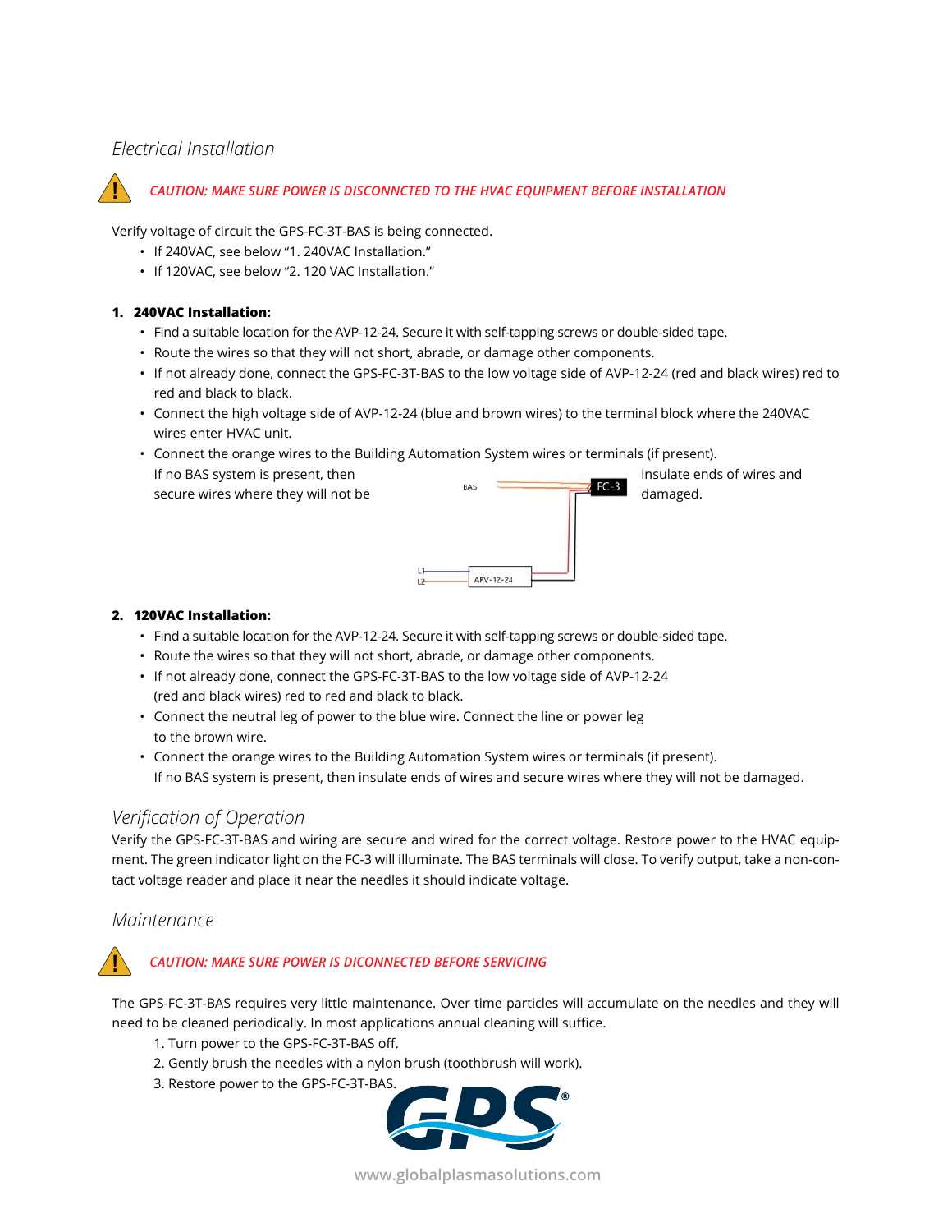## *Electrical Installation*

*CAUTION: MAKE SURE POWER IS DISCONNCTED TO THE HVAC EQUIPMENT BEFORE INSTALLATION*

Verify voltage of circuit the GPS-FC-3T-BAS is being connected.

- If 240VAC, see below "1. 240VAC Installation."
- If 120VAC, see below "2. 120 VAC Installation."

**1. 240VAC Installation:**

- Find a suitable location for the AVP-12-24. Secure it with self-tapping screws or double-sided tape.
- Route the wires so that they will not short, abrade, or damage other components.
- If not already done, connect the GPS-FC-3T-BAS to the low voltage side of AVP-12-24 (red and black wires) red to red and black to black.
- Connect the high voltage side of AVP-12-24 (blue and brown wires) to the terminal block where the 240VAC wires enter HVAC unit.
- Connect the orange wires to the Building Automation System wires or terminals (if present). If no BAS system is present, then insulate ends of wires and secure wires where they will not be damaged.

BAS FC-3 L1 L2 APV-12-24

**2. 120VAC Installation:**

- Find a suitable location for the AVP-12-24. Secure it with self-tapping screws or double-sided tape.
- Route the wires so that they will not short, abrade, or damage other components.
- If not already done, connect the GPS-FC-3T-BAS to the low voltage side of AVP-12-24 (red and black wires) red to red and black to black.
- Connect the neutral leg of power to the blue wire. Connect the line or power leg to the brown wire.
- Connect the orange wires to the Building Automation System wires or terminals (if present). If no BAS system is present, then insulate ends of wires and secure wires where they will not be damaged.

## *Verification of Operation*

Verify the GPS-FC-3T-BAS and wiring are secure and wired for the correct voltage. Restore power to the HVAC equipment. The green indicator light on the FC-3 will illuminate. The BAS terminals will close. To verify output, take a non-contact voltage reader and place it near the needles it should indicate voltage.

## *Maintenance*

*CAUTION: MAKE SURE POWER IS DICONNECTED BEFORE SERVICING*

The GPS-FC-3T-BAS requires very little maintenance. Over time particles will accumulate on the needles and they will need to be cleaned periodically. In most applications annual cleaning will suffice.

1. Turn power to the GPS-FC-3T-BAS off.
2. Gently brush the needles with a nylon brush (toothbrush will work).
3. Restore power to the GPS-FC-3T-BAS.

GPS®

www.globalplasmasolutions.com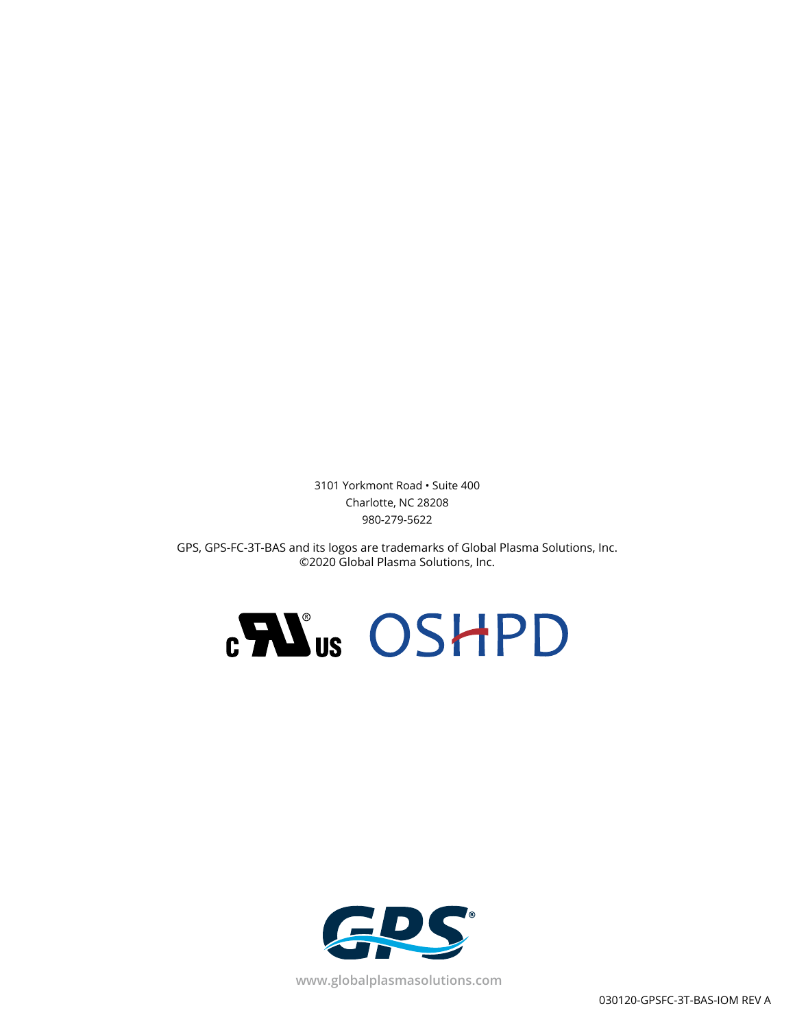3101 Yorkmont Road • Suite 400
Charlotte, NC 28208
980-279-5622

GPS, GPS-FC-3T-BAS and its logos are trademarks of Global Plasma Solutions, Inc.
©2020 Global Plasma Solutions, Inc.

c UL us OSHPD

GPS®

www.globalplasmasolutions.com

030120-GPSFC-3T-BAS-IOM REV A